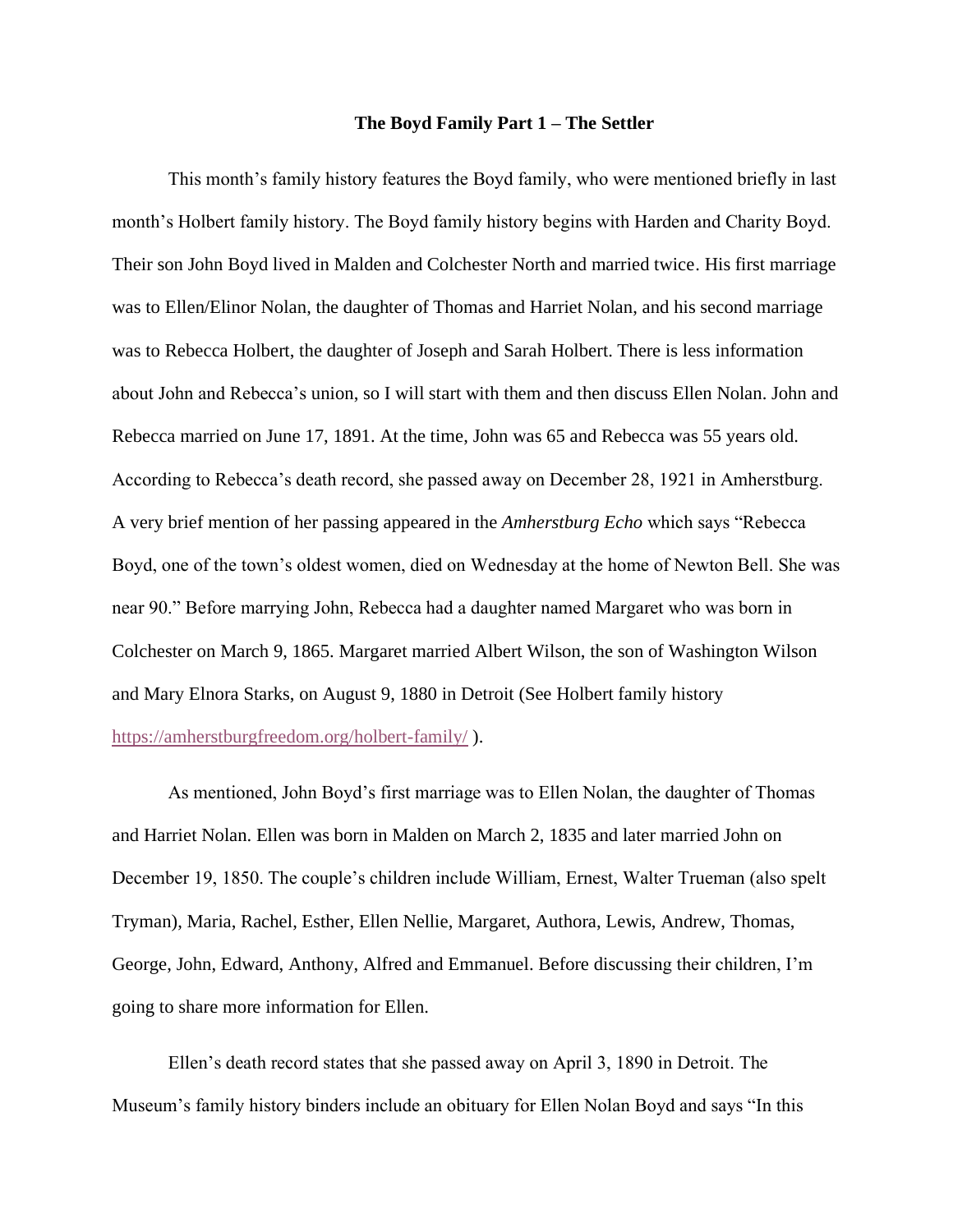# The Boyd Family Part 1 – The Settler

This month's family history features the Boyd family, who were mentioned briefly in last month's Holbert family history. The Boyd family history begins with Harden and Charity Boyd. Their son John Boyd lived in Malden and Colchester North and married twice. His first marriage was to Ellen/Elinor Nolan, the daughter of Thomas and Harriet Nolan, and his second marriage was to Rebecca Holbert, the daughter of Joseph and Sarah Holbert. There is less information about John and Rebecca's union, so I will start with them and then discuss Ellen Nolan. John and Rebecca married on June 17, 1891. At the time, John was 65 and Rebecca was 55 years old. According to Rebecca's death record, she passed away on December 28, 1921 in Amherstburg. A very brief mention of her passing appeared in the *Amherstburg Echo* which says "Rebecca Boyd, one of the town's oldest women, died on Wednesday at the home of Newton Bell. She was near 90." Before marrying John, Rebecca had a daughter named Margaret who was born in Colchester on March 9, 1865. Margaret married Albert Wilson, the son of Washington Wilson and Mary Elnora Starks, on August 9, 1880 in Detroit (See Holbert family history https://amherstburgfreedom.org/holbert-family/ ).

As mentioned, John Boyd's first marriage was to Ellen Nolan, the daughter of Thomas and Harriet Nolan. Ellen was born in Malden on March 2, 1835 and later married John on December 19, 1850. The couple's children include William, Ernest, Walter Trueman (also spelt Tryman), Maria, Rachel, Esther, Ellen Nellie, Margaret, Authora, Lewis, Andrew, Thomas, George, John, Edward, Anthony, Alfred and Emmanuel. Before discussing their children, I'm going to share more information for Ellen.

Ellen's death record states that she passed away on April 3, 1890 in Detroit. The Museum's family history binders include an obituary for Ellen Nolan Boyd and says "In this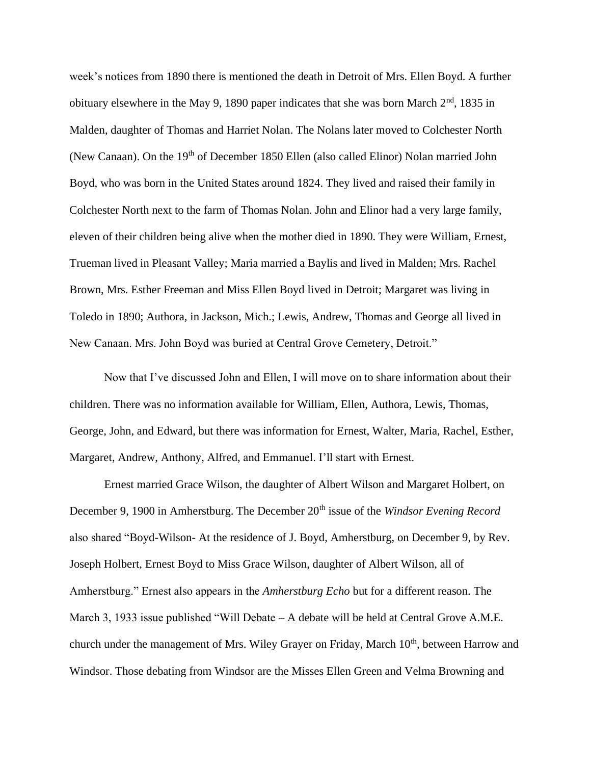week's notices from 1890 there is mentioned the death in Detroit of Mrs. Ellen Boyd. A further obituary elsewhere in the May 9, 1890 paper indicates that she was born March 2nd, 1835 in Malden, daughter of Thomas and Harriet Nolan. The Nolans later moved to Colchester North (New Canaan). On the 19th of December 1850 Ellen (also called Elinor) Nolan married John Boyd, who was born in the United States around 1824. They lived and raised their family in Colchester North next to the farm of Thomas Nolan. John and Elinor had a very large family, eleven of their children being alive when the mother died in 1890. They were William, Ernest, Trueman lived in Pleasant Valley; Maria married a Baylis and lived in Malden; Mrs. Rachel Brown, Mrs. Esther Freeman and Miss Ellen Boyd lived in Detroit; Margaret was living in Toledo in 1890; Authora, in Jackson, Mich.; Lewis, Andrew, Thomas and George all lived in New Canaan. Mrs. John Boyd was buried at Central Grove Cemetery, Detroit."

Now that I've discussed John and Ellen, I will move on to share information about their children. There was no information available for William, Ellen, Authora, Lewis, Thomas, George, John, and Edward, but there was information for Ernest, Walter, Maria, Rachel, Esther, Margaret, Andrew, Anthony, Alfred, and Emmanuel. I'll start with Ernest.

Ernest married Grace Wilson, the daughter of Albert Wilson and Margaret Holbert, on December 9, 1900 in Amherstburg. The December 20th issue of the *Windsor Evening Record* also shared "Boyd-Wilson- At the residence of J. Boyd, Amherstburg, on December 9, by Rev. Joseph Holbert, Ernest Boyd to Miss Grace Wilson, daughter of Albert Wilson, all of Amherstburg." Ernest also appears in the *Amherstburg Echo* but for a different reason. The March 3, 1933 issue published "Will Debate – A debate will be held at Central Grove A.M.E. church under the management of Mrs. Wiley Grayer on Friday, March 10th, between Harrow and Windsor. Those debating from Windsor are the Misses Ellen Green and Velma Browning and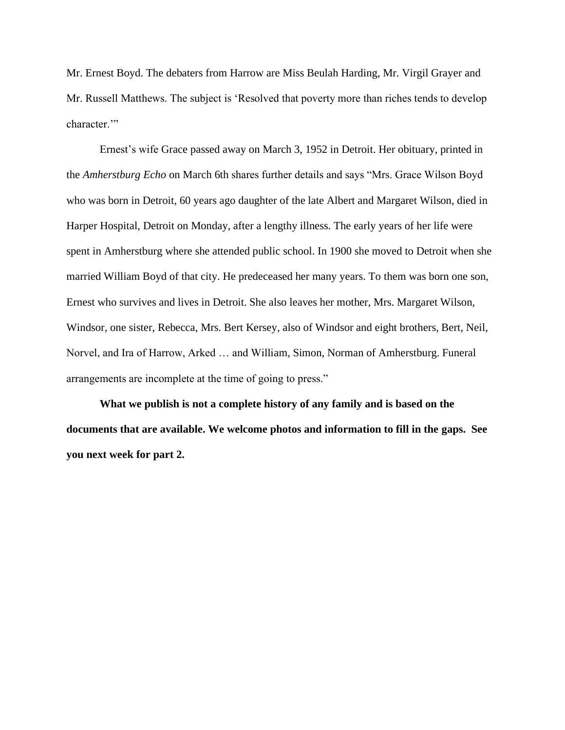Mr. Ernest Boyd. The debaters from Harrow are Miss Beulah Harding, Mr. Virgil Grayer and Mr. Russell Matthews. The subject is 'Resolved that poverty more than riches tends to develop character.'"

Ernest's wife Grace passed away on March 3, 1952 in Detroit. Her obituary, printed in the *Amherstburg Echo* on March 6th shares further details and says "Mrs. Grace Wilson Boyd who was born in Detroit, 60 years ago daughter of the late Albert and Margaret Wilson, died in Harper Hospital, Detroit on Monday, after a lengthy illness. The early years of her life were spent in Amherstburg where she attended public school. In 1900 she moved to Detroit when she married William Boyd of that city. He predeceased her many years. To them was born one son, Ernest who survives and lives in Detroit. She also leaves her mother, Mrs. Margaret Wilson, Windsor, one sister, Rebecca, Mrs. Bert Kersey, also of Windsor and eight brothers, Bert, Neil, Norvel, and Ira of Harrow, Arked … and William, Simon, Norman of Amherstburg. Funeral arrangements are incomplete at the time of going to press."

**What we publish is not a complete history of any family and is based on the documents that are available. We welcome photos and information to fill in the gaps. See you next week for part 2.**